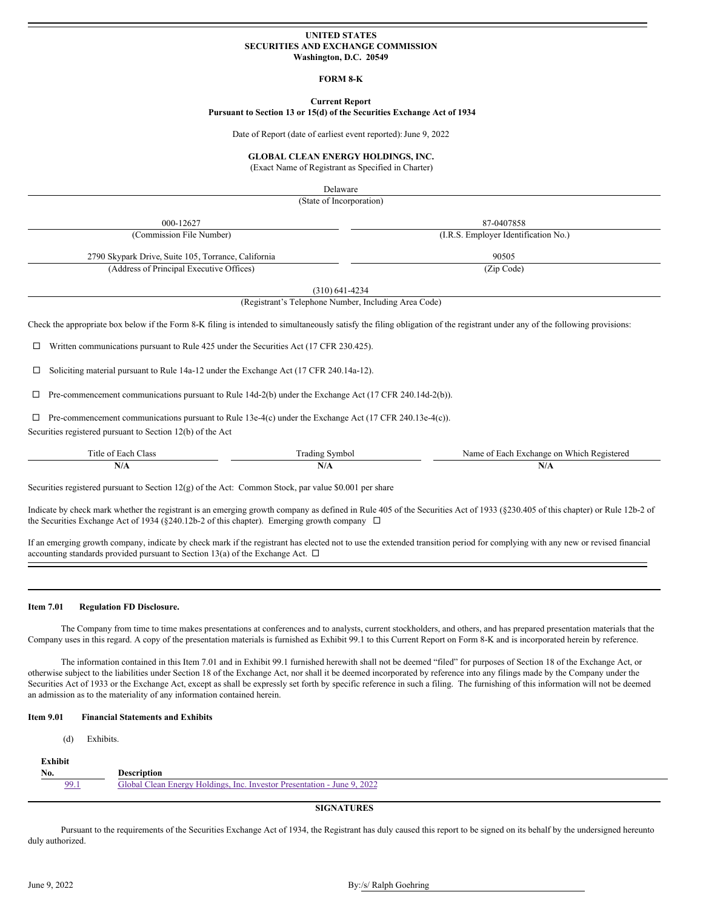**UNITED STATES**
**SECURITIES AND EXCHANGE COMMISSION**
**Washington, D.C. 20549**

**FORM 8-K**

**Current Report**
**Pursuant to Section 13 or 15(d) of the Securities Exchange Act of 1934**

Date of Report (date of earliest event reported): June 9, 2022

**GLOBAL CLEAN ENERGY HOLDINGS, INC.**
(Exact Name of Registrant as Specified in Charter)

Delaware
(State of Incorporation)

| 000-12627 | 87-0407858 |
|---|---|
| (Commission File Number) | (I.R.S. Employer Identification No.) |
| 2790 Skypark Drive, Suite 105, Torrance, California | 90505 |
| (Address of Principal Executive Offices) | (Zip Code) |

(310) 641-4234
(Registrant's Telephone Number, Including Area Code)

Check the appropriate box below if the Form 8-K filing is intended to simultaneously satisfy the filing obligation of the registrant under any of the following provisions:

☐ Written communications pursuant to Rule 425 under the Securities Act (17 CFR 230.425).

☐ Soliciting material pursuant to Rule 14a-12 under the Exchange Act (17 CFR 240.14a-12).

☐ Pre-commencement communications pursuant to Rule 14d-2(b) under the Exchange Act (17 CFR 240.14d-2(b)).

☐ Pre-commencement communications pursuant to Rule 13e-4(c) under the Exchange Act (17 CFR 240.13e-4(c)).

Securities registered pursuant to Section 12(b) of the Act

| Title of Each Class | Trading Symbol | Name of Each Exchange on Which Registered |
|---|---|---|
| **N/A** | **N/A** | **N/A** |

Securities registered pursuant to Section 12(g) of the Act: Common Stock, par value $0.001 per share

Indicate by check mark whether the registrant is an emerging growth company as defined in Rule 405 of the Securities Act of 1933 (§230.405 of this chapter) or Rule 12b-2 of the Securities Exchange Act of 1934 (§240.12b-2 of this chapter). Emerging growth company ☐

If an emerging growth company, indicate by check mark if the registrant has elected not to use the extended transition period for complying with any new or revised financial accounting standards provided pursuant to Section 13(a) of the Exchange Act. ☐

**Item 7.01 Regulation FD Disclosure.**

The Company from time to time makes presentations at conferences and to analysts, current stockholders, and others, and has prepared presentation materials that the Company uses in this regard. A copy of the presentation materials is furnished as Exhibit 99.1 to this Current Report on Form 8-K and is incorporated herein by reference.

The information contained in this Item 7.01 and in Exhibit 99.1 furnished herewith shall not be deemed "filed" for purposes of Section 18 of the Exchange Act, or otherwise subject to the liabilities under Section 18 of the Exchange Act, nor shall it be deemed incorporated by reference into any filings made by the Company under the Securities Act of 1933 or the Exchange Act, except as shall be expressly set forth by specific reference in such a filing. The furnishing of this information will not be deemed an admission as to the materiality of any information contained herein.

**Item 9.01 Financial Statements and Exhibits**

(d) Exhibits.

| Exhibit No. | Description |
|---|---|
| 99.1 | Global Clean Energy Holdings, Inc. Investor Presentation - June 9, 2022 |

**SIGNATURES**

Pursuant to the requirements of the Securities Exchange Act of 1934, the Registrant has duly caused this report to be signed on its behalf by the undersigned hereunto duly authorized.

June 9, 2022

By: /s/ Ralph Goehring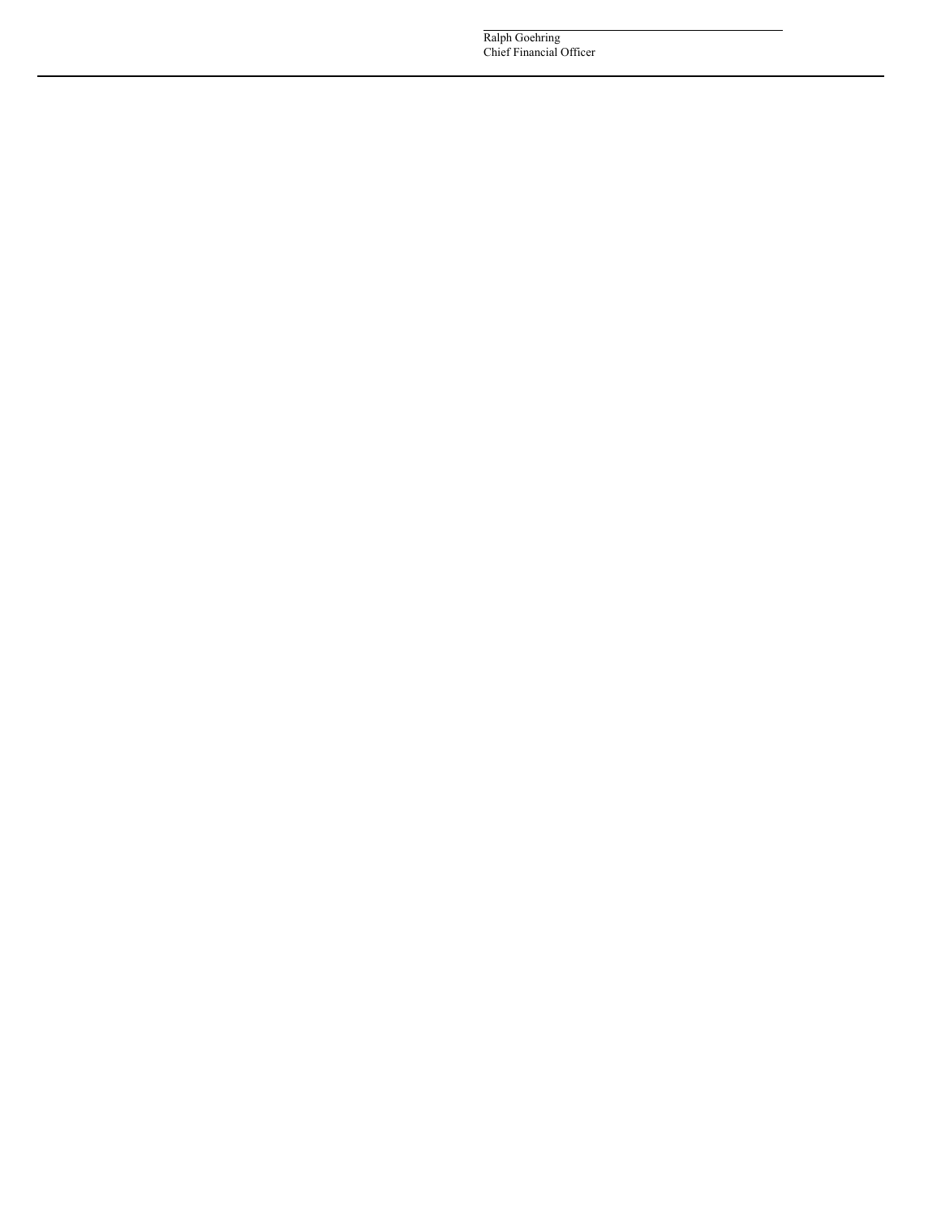Ralph Goehring
Chief Financial Officer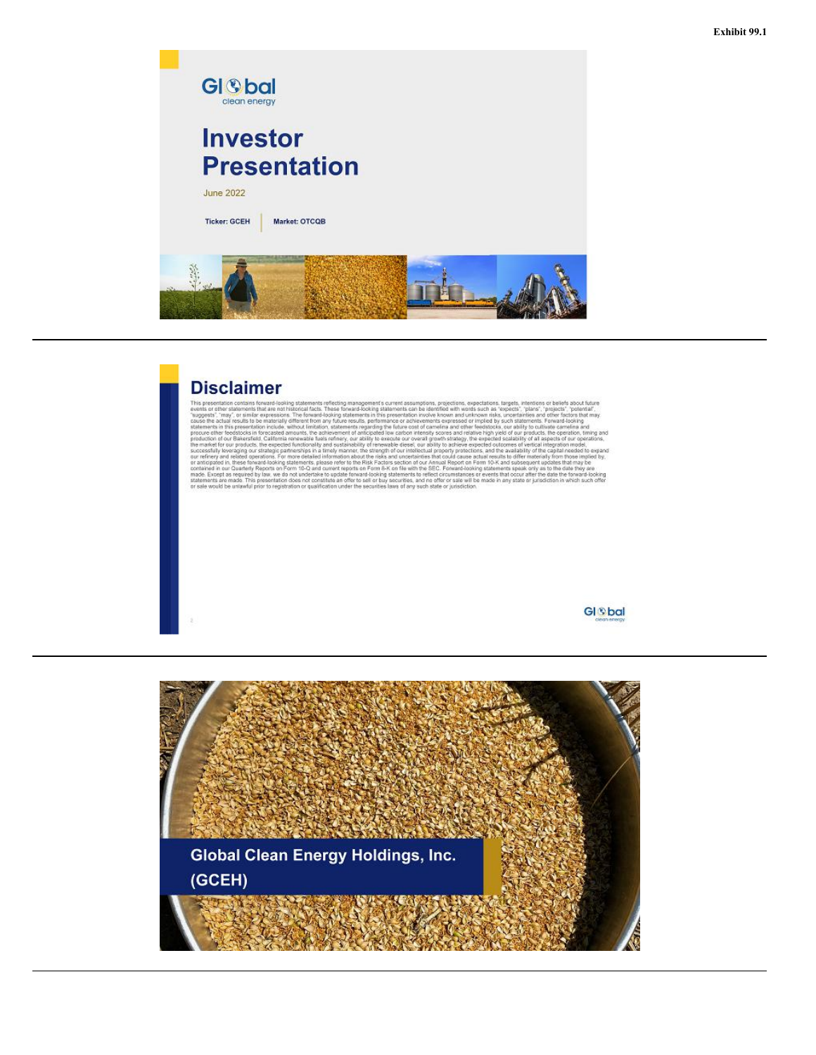**Exhibit 99.1**

# Investor Presentation

June 2022

Ticker: GCEH | Market: OTCQB

## Disclaimer

This presentation contains forward-looking statements reflecting management's current assumptions, projections, expectations, targets, intentions or beliefs about future events or other statements that are not historical facts. These forward-looking statements can be identified with words such as "expects", "plans", "projects", "potential", "suggests", "may", or similar expressions. The forward-looking statements in this presentation involve known and unknown risks, uncertainties and other factors that may cause the actual results to be materially different from any future results, performance or achievements expressed or implied by such statements. Forward-looking statements in this presentation include, without limitation, statements regarding the future cost of camelina and other feedstocks, our ability to cultivate camelina and procure other feedstocks in forecasted amounts, the achievement of anticipated low carbon intensity scores and relative high yield of our products, the operation, timing and production of our Bakersfield, California renewable fuels refinery, our ability to execute our overall growth strategy, the expected scalability of all aspects of our operations, the market for our products, the expected functionality and sustainability of renewable diesel, our ability to achieve expected outcomes of vertical integration model, successfully leveraging our strategic partnerships in a timely manner, the strength of our intellectual property protections, and the availability of the capital needed to expand our refinery and related operations. For more detailed information about the risks and uncertainties that could cause actual results to differ materially from those implied by, or anticipated in, these forward-looking statements, please refer to the Risk Factors section of our Annual Report on Form 10-K and subsequent updates that may be contained in our Quarterly Reports on Form 10-Q and current reports on Form 8-K on file with the SEC. Forward-looking statements speak only as to the date they are made. Except as required by law, we do not undertake to update forward-looking statements to reflect circumstances or events that occur after the date the forward-looking statements are made. This presentation does not constitute an offer to sell or buy securities, and no offer or sale will be made in any state or jurisdiction in which such offer or sale would be unlawful prior to registration or qualification under the securities laws of any such state or jurisdiction.

## Global Clean Energy Holdings, Inc. (GCEH)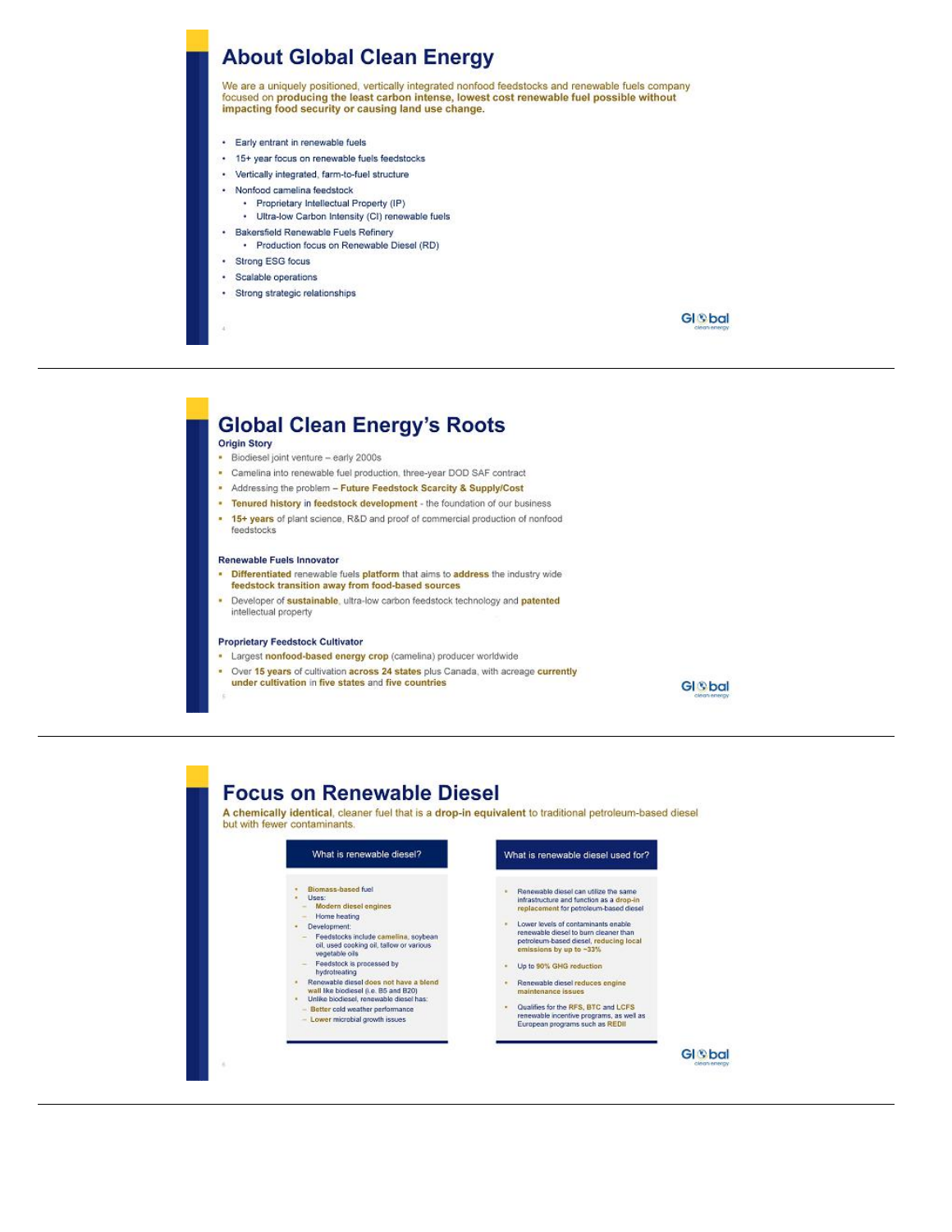# About Global Clean Energy

We are a uniquely positioned, vertically integrated nonfood feedstocks and renewable fuels company focused on **producing the least carbon intense, lowest cost renewable fuel possible without impacting food security or causing land use change.**

- Early entrant in renewable fuels
- 15+ year focus on renewable fuels feedstocks
- Vertically integrated, farm-to-fuel structure
- Nonfood camelina feedstock
  - Proprietary Intellectual Property (IP)
  - Ultra-low Carbon Intensity (CI) renewable fuels
- Bakersfield Renewable Fuels Refinery
  - Production focus on Renewable Diesel (RD)
- Strong ESG focus
- Scalable operations
- Strong strategic relationships

---

# Global Clean Energy's Roots

### Origin Story

- Biodiesel joint venture – early 2000s
- Camelina into renewable fuel production, three-year DOD SAF contract
- Addressing the problem – **Future Feedstock Scarcity & Supply/Cost**
- **Tenured history** in **feedstock development** - the foundation of our business
- **15+ years** of plant science, R&D and proof of commercial production of nonfood feedstocks

### Renewable Fuels Innovator

- **Differentiated** renewable fuels **platform** that aims to **address** the industry wide **feedstock transition away from food-based sources**
- Developer of **sustainable**, ultra-low carbon feedstock technology and **patented** intellectual property

### Proprietary Feedstock Cultivator

- Largest **nonfood-based energy crop** (camelina) producer worldwide
- Over **15 years** of cultivation **across 24 states** plus Canada, with acreage **currently under cultivation** in **five states** and **five countries**

---

# Focus on Renewable Diesel

**A chemically identical**, cleaner fuel that is a **drop-in equivalent** to traditional petroleum-based diesel but with fewer contaminants.

### What is renewable diesel?

- **Biomass-based** fuel
- Uses:
  - **Modern diesel engines**
  - Home heating
- Development:
  - Feedstocks include **camelina**, soybean oil, used cooking oil, tallow or various vegetable oils
  - Feedstock is processed by hydrotreating
- Renewable diesel **does not have a blend wall** like biodiesel (i.e. B5 and B20)
- Unlike biodiesel, renewable diesel has:
  - **Better** cold weather performance
  - **Lower** microbial growth issues

### What is renewable diesel used for?

- Renewable diesel can utilize the same infrastructure and function as a **drop-in replacement** for petroleum-based diesel
- Lower levels of contaminants enable renewable diesel to burn cleaner than petroleum-based diesel, **reducing local emissions by up to ~33%**
- Up to **90% GHG reduction**
- Renewable diesel **reduces engine maintenance issues**
- Qualifies for the **RFS**, **BTC** and **LCFS** renewable incentive programs, as well as European programs such as **REDII**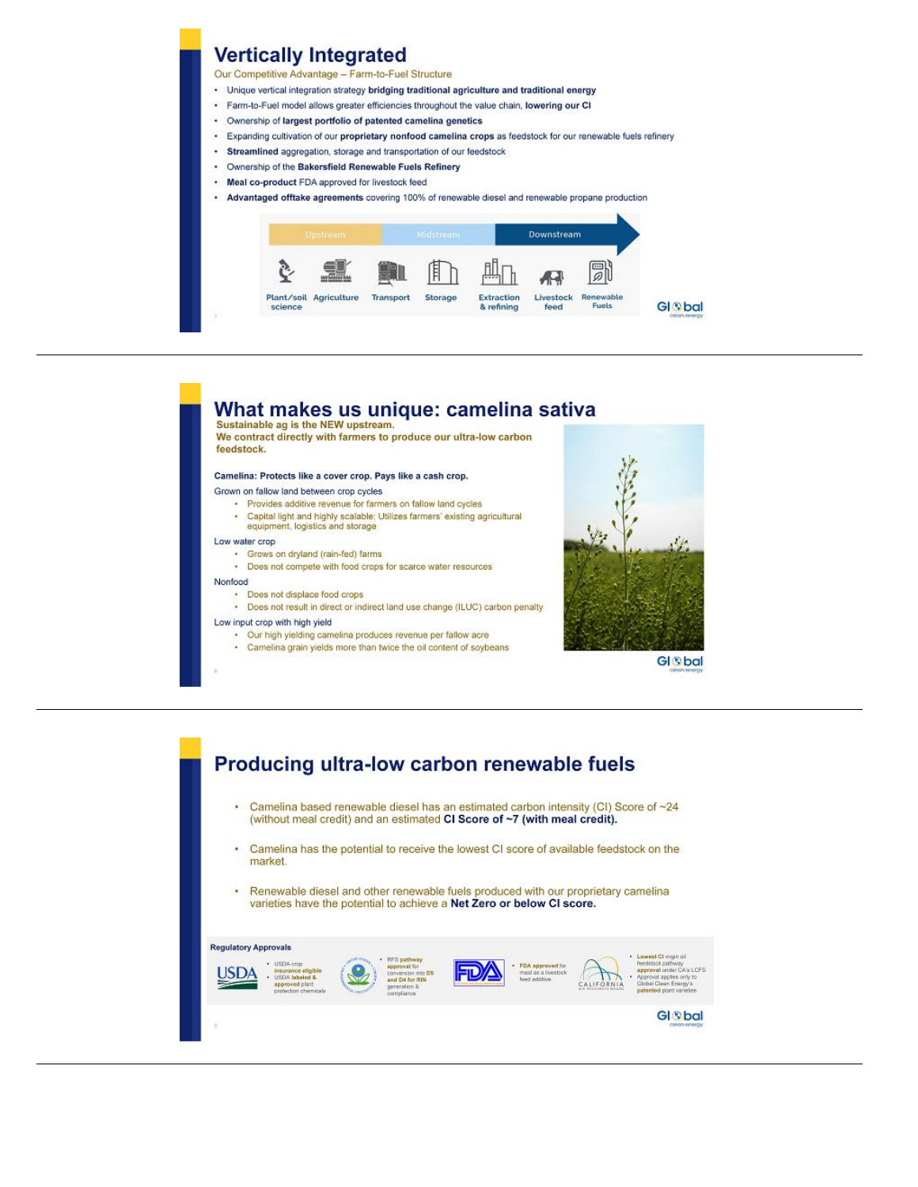# Vertically Integrated

Our Competitive Advantage – Farm-to-Fuel Structure

- Unique vertical integration strategy **bridging traditional agriculture and traditional energy**
- Farm-to-Fuel model allows greater efficiencies throughout the value chain, **lowering our CI**
- Ownership of **largest portfolio of patented camelina genetics**
- Expanding cultivation of our **proprietary nonfood camelina crops** as feedstock for our renewable fuels refinery
- **Streamlined** aggregation, storage and transportation of our feedstock
- Ownership of the **Bakersfield Renewable Fuels Refinery**
- **Meal co-product** FDA approved for livestock feed
- **Advantaged offtake agreements** covering 100% of renewable diesel and renewable propane production

Upstream → Midstream → Downstream

Plant/soil science | Agriculture | Transport | Storage | Extraction & refining | Livestock feed | Renewable Fuels

---

# What makes us unique: camelina sativa

**Sustainable ag is the NEW upstream.**
**We contract directly with farmers to produce our ultra-low carbon feedstock.**

**Camelina: Protects like a cover crop. Pays like a cash crop.**

Grown on fallow land between crop cycles
- Provides additive revenue for farmers on fallow land cycles
- Capital light and highly scalable: Utilizes farmers' existing agricultural equipment, logistics and storage

Low water crop
- Grows on dryland (rain-fed) farms
- Does not compete with food crops for scarce water resources

Nonfood
- Does not displace food crops
- Does not result in direct or indirect land use change (ILUC) carbon penalty

Low input crop with high yield
- Our high yielding camelina produces revenue per fallow acre
- Camelina grain yields more than twice the oil content of soybeans

---

# Producing ultra-low carbon renewable fuels

- Camelina based renewable diesel has an estimated carbon intensity (CI) Score of ~24 (without meal credit) and an estimated **CI Score of ~7 (with meal credit).**
- Camelina has the potential to receive the lowest CI score of available feedstock on the market.
- Renewable diesel and other renewable fuels produced with our proprietary camelina varieties have the potential to achieve a **Net Zero or below CI score.**

**Regulatory Approvals**

- USDA: USDA crop **insurance eligible**; USDA **labeled & approved** plant protection chemicals
- EPA: **RFS pathway approval** for conversion into **D5 and D4 for RIN** generation & compliance
- FDA: **FDA approved** for meal as a livestock feed additive
- California Air Resources Board: **Lowest CI** virgin oil feedstock pathway **approval** under CA's LCFS; Approval applies only to Global Clean Energy's **patented** plant varieties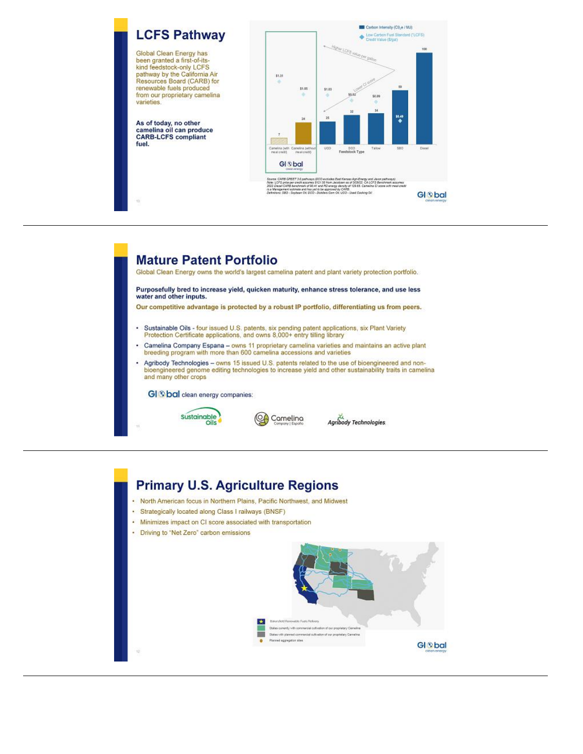## LCFS Pathway

Global Clean Energy has been granted a first-of-its-kind feedstock-only LCFS pathway by the California Air Resources Board (CARB) for renewable fuels produced from our proprietary camelina varieties.

**As of today, no other camelina oil can produce CARB-LCFS compliant fuel.**

| Feedstock Type | Carbon Intensity ($CO_2e$ / MJ) | Low Carbon Fuel Standard ("LCFS") Credit Value ($/gal) |
|---|---|---|
| Camelina (with meal credit) | 7 | $1.31 |
| Camelina (without meal credit) | 24 | $1.05 |
| UCO | 25 | $1.03 |
| DCO | 32 | $0.92 |
| Tallow | 34 | $0.89 |
| SBO | 59 | $0.49 |
| Diesel | 100 | |

Higher LCFS value per gallon / Lower CI score

Source: CARB GREET 3.0 pathways (DCO excludes East Kansas Agri-Energy and Jevon pathways)
Note: LCFS price per credit assumes $121.50 from Jacobsen as of 3/25/22. CA LCFS Benchmark assumes 2022 Diesel CARB benchmark of 90.41 and RD energy density of 129.65. Camelina CI score with meal credit is a Management estimate and has yet to be approved by CARB.
Definitions: SBO - Soybean Oil; DCO - Distillers Corn Oil; UCO - Used Cooking Oil

---

## Mature Patent Portfolio

Global Clean Energy owns the world's largest camelina patent and plant variety protection portfolio.

**Purposefully bred to increase yield, quicken maturity, enhance stress tolerance, and use less water and other inputs.**

**Our competitive advantage is protected by a robust IP portfolio, differentiating us from peers.**

- Sustainable Oils - four issued U.S. patents, six pending patent applications, six Plant Variety Protection Certificate applications, and owns 8,000+ entry tilling library
- Camelina Company Espana – owns 11 proprietary camelina varieties and maintains an active plant breeding program with more than 600 camelina accessions and varieties
- Agribody Technologies – owns 15 issued U.S. patents related to the use of bioengineered and non-bioengineered genome editing technologies to increase yield and other sustainability traits in camelina and many other crops

Global clean energy companies:

Sustainable Oils | Camelina Company España | Agribody Technologies

---

## Primary U.S. Agriculture Regions

- North American focus in Northern Plains, Pacific Northwest, and Midwest
- Strategically located along Class I railways (BNSF)
- Minimizes impact on CI score associated with transportation
- Driving to "Net Zero" carbon emissions

- Bakersfield Renewable Fuels Refinery
- States currently with commercial cultivation of our proprietary Camelina
- States with planned commercial cultivation of our proprietary Camelina
- Planned aggregation sites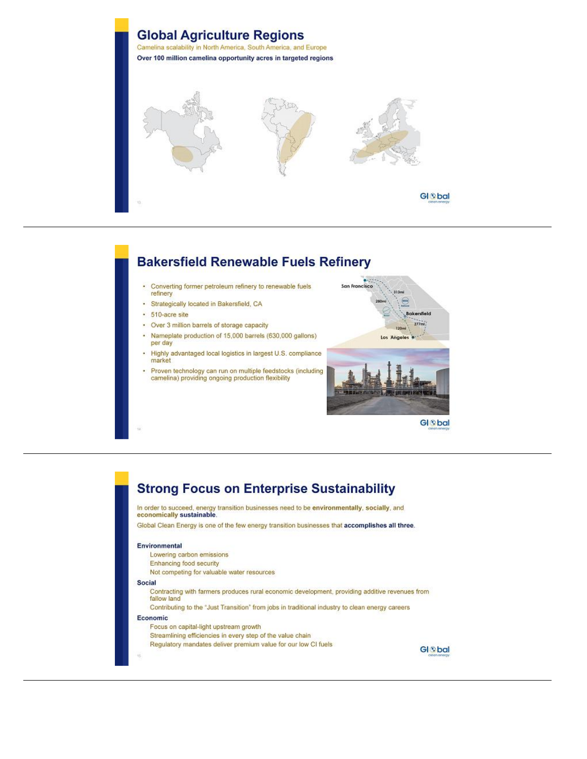## Global Agriculture Regions

Camelina scalability in North America, South America, and Europe

**Over 100 million camelina opportunity acres in targeted regions**

---

## Bakersfield Renewable Fuels Refinery

- Converting former petroleum refinery to renewable fuels refinery
- Strategically located in Bakersfield, CA
- 510-acre site
- Over 3 million barrels of storage capacity
- Nameplate production of 15,000 barrels (630,000 gallons) per day
- Highly advantaged local logistics in largest U.S. compliance market
- Proven technology can run on multiple feedstocks (including camelina) providing ongoing production flexibility

---

## Strong Focus on Enterprise Sustainability

In order to succeed, energy transition businesses need to be **environmentally**, **socially**, and **economically sustainable**.

Global Clean Energy is one of the few energy transition businesses that **accomplishes all three**.

**Environmental**

- Lowering carbon emissions
- Enhancing food security
- Not competing for valuable water resources

**Social**

- Contracting with farmers produces rural economic development, providing additive revenues from fallow land
- Contributing to the "Just Transition" from jobs in traditional industry to clean energy careers

**Economic**

- Focus on capital-light upstream growth
- Streamlining efficiencies in every step of the value chain
- Regulatory mandates deliver premium value for our low CI fuels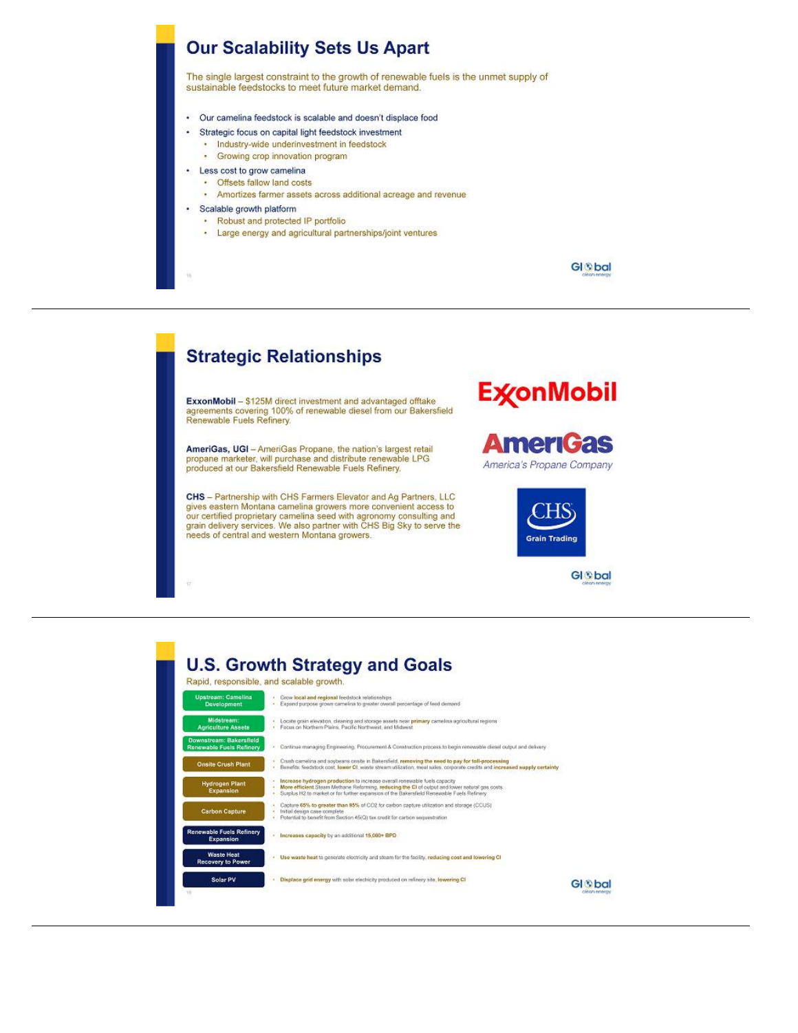## Our Scalability Sets Us Apart

The single largest constraint to the growth of renewable fuels is the unmet supply of sustainable feedstocks to meet future market demand.

- Our camelina feedstock is scalable and doesn't displace food
- Strategic focus on capital light feedstock investment
  - Industry-wide underinvestment in feedstock
  - Growing crop innovation program
- Less cost to grow camelina
  - Offsets fallow land costs
  - Amortizes farmer assets across additional acreage and revenue
- Scalable growth platform
  - Robust and protected IP portfolio
  - Large energy and agricultural partnerships/joint ventures

---

## Strategic Relationships

**ExxonMobil** – $125M direct investment and advantaged offtake agreements covering 100% of renewable diesel from our Bakersfield Renewable Fuels Refinery.

**AmeriGas, UGI** – AmeriGas Propane, the nation's largest retail propane marketer, will purchase and distribute renewable LPG produced at our Bakersfield Renewable Fuels Refinery.

**CHS** – Partnership with CHS Farmers Elevator and Ag Partners, LLC gives eastern Montana camelina growers more convenient access to our certified proprietary camelina seed with agronomy consulting and grain delivery services. We also partner with CHS Big Sky to serve the needs of central and western Montana growers.

---

## U.S. Growth Strategy and Goals

Rapid, responsible, and scalable growth.

| | |
|---|---|
| Upstream: Camelina Development | • Grow **local and regional** feedstock relationships<br>• Expand purpose grown camelina to greater overall percentage of feed demand |
| Midstream: Agriculture Assets | • Locate grain elevation, cleaning and storage assets near **primary** camelina agricultural regions<br>• Focus on Northern Plains, Pacific Northwest, and Midwest |
| Downstream: Bakersfield Renewable Fuels Refinery | • Continue managing Engineering, Procurement & Construction process to begin renewable diesel output and delivery |
| Onsite Crush Plant | • Crush camelina and soybeans onsite in Bakersfield, **removing the need to pay for toll-processing**<br>• Benefits: feedstock cost, **lower CI**, waste stream utilization, meal sales, corporate credits and **increased supply certainty** |
| Hydrogen Plant Expansion | • **Increase hydrogen production** to increase overall renewable fuels capacity<br>• **More efficient** Steam Methane Reforming, **reducing the CI** of output and lower natural gas costs<br>• Surplus H2 to market or for further expansion of the Bakersfield Renewable Fuels Refinery |
| Carbon Capture | • Capture **65% to greater than 95%** of CO2 for carbon capture utilization and storage (CCUS)<br>• Initial design case complete<br>• Potential to benefit from Section 45(Q) tax credit for carbon sequestration |
| Renewable Fuels Refinery Expansion | • **Increases capacity** by an additional **15,000+ BPD** |
| Waste Heat Recovery to Power | • **Use waste heat** to generate electricity and steam for the facility, **reducing cost and lowering CI** |
| Solar PV | • **Displace grid energy** with solar electricity produced on refinery site, **lowering CI** |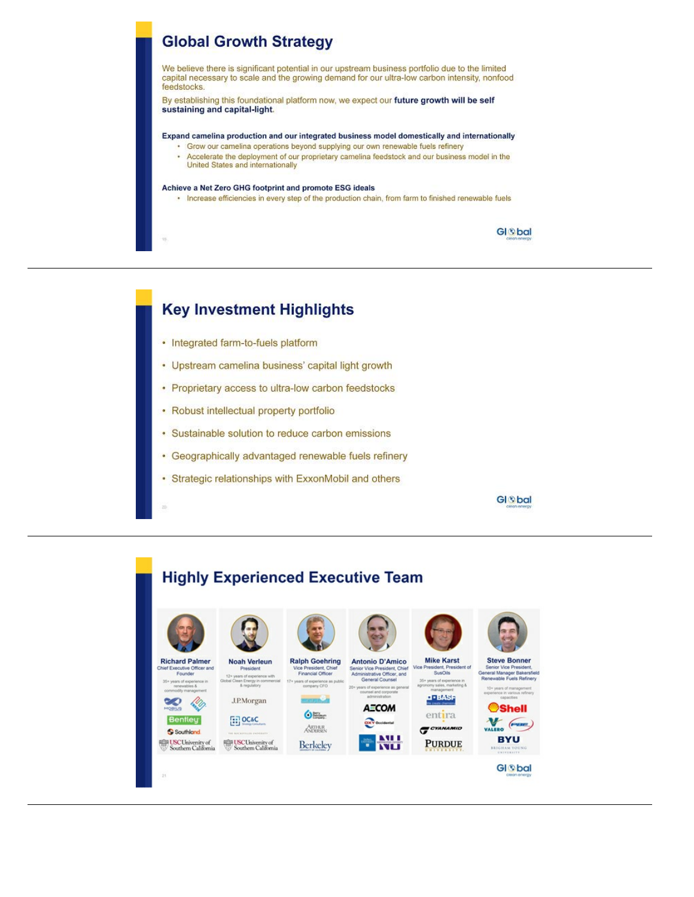## Global Growth Strategy

We believe there is significant potential in our upstream business portfolio due to the limited capital necessary to scale and the growing demand for our ultra-low carbon intensity, nonfood feedstocks.

By establishing this foundational platform now, we expect our **future growth will be self sustaining and capital-light**.

**Expand camelina production and our integrated business model domestically and internationally**

- Grow our camelina operations beyond supplying our own renewable fuels refinery
- Accelerate the deployment of our proprietary camelina feedstock and our business model in the United States and internationally

**Achieve a Net Zero GHG footprint and promote ESG ideals**

- Increase efficiencies in every step of the production chain, from farm to finished renewable fuels

---

## Key Investment Highlights

- Integrated farm-to-fuels platform
- Upstream camelina business' capital light growth
- Proprietary access to ultra-low carbon feedstocks
- Robust intellectual property portfolio
- Sustainable solution to reduce carbon emissions
- Geographically advantaged renewable fuels refinery
- Strategic relationships with ExxonMobil and others

---

## Highly Experienced Executive Team

**Richard Palmer**
Chief Executive Officer and Founder
35+ years of experience in renewables & commodity management
Mobius, Bentley, Southland, USC University of Southern California

**Noah Verleun**
President
12+ years of experience with Global Clean Energy in commercial & regulatory
J.P.Morgan, OC&C Strategy Consultants, USC University of Southern California

**Ralph Goehring**
Vice President, Chief Financial Officer
17+ years of experience as public company CFO
Berry Petroleum Company, Arthur Andersen, Berkeley

**Antonio D'Amico**
Senior Vice President, Chief Administrative Officer, and General Counsel
20+ years of experience as general counsel and corporate administration
AECOM, Oxy Occidental, NU

**Mike Karst**
Vice President, President of SusOils
35+ years of experience in agronomy sales, marketing & management
BASF, entira, Cyanamid, Purdue University

**Steve Bonner**
Senior Vice President, General Manager Bakersfield Renewable Fuels Refinery
10+ years of management experience in various refinery capacities
Shell, Valero, PBF, BYU Brigham Young University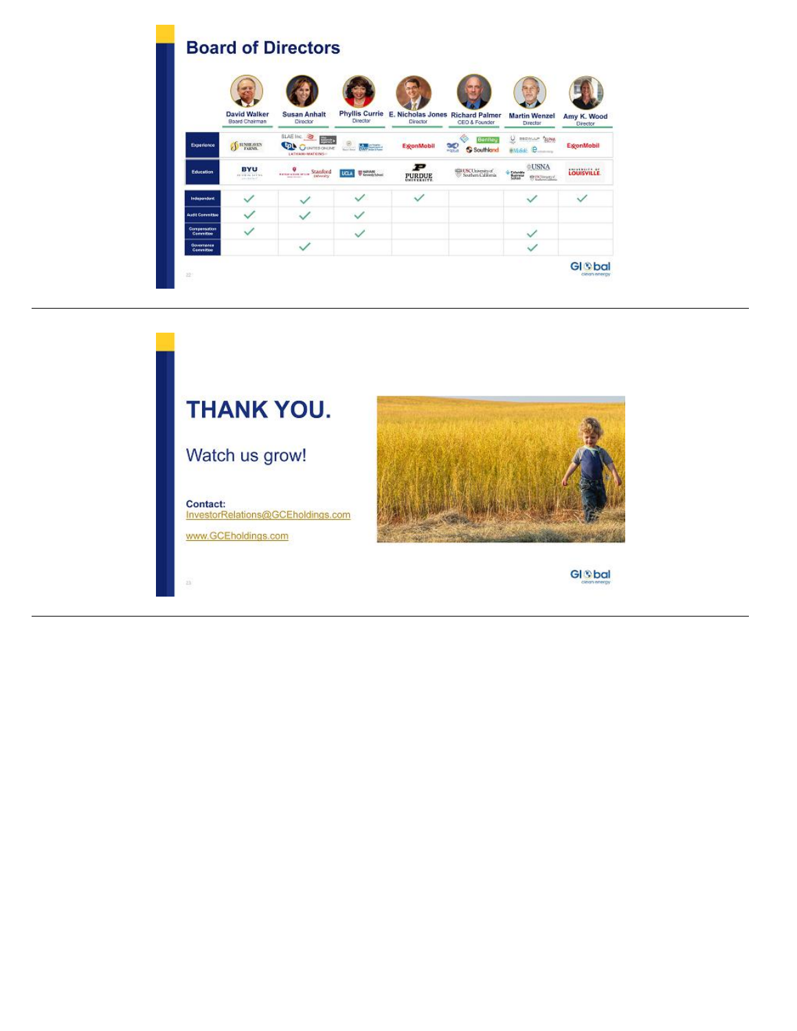## Board of Directors

| | David Walker<br>Board Chairman | Susan Anhalt<br>Director | Phyllis Currie<br>Director | E. Nicholas Jones<br>Director | Richard Palmer<br>CEO & Founder | Martin Wenzel<br>Director | Amy K. Wood<br>Director |
|---|---|---|---|---|---|---|---|
| Experience | Sunhaven Farms | SLAE Inc., Latham & Watkins, United Online | LADWP | ExxonMobil | Bentley, Southland | | ExxonMobil |
| Education | BYU | Stanford University | UCLA, Harvard Kennedy School | Purdue University | USC University of Southern California | USNA, Columbia Business School, USC University of Southern California | University of Louisville |
| Independent | ✓ | ✓ | ✓ | ✓ | | ✓ | ✓ |
| Audit Committee | ✓ | ✓ | ✓ | | | | |
| Compensation Committee | ✓ | | ✓ | | | ✓ | |
| Governance Committee | | ✓ | | | | ✓ | |

Global clean energy

---

# THANK YOU.

Watch us grow!

**Contact:**
InvestorRelations@GCEholdings.com

www.GCEholdings.com

Global clean energy